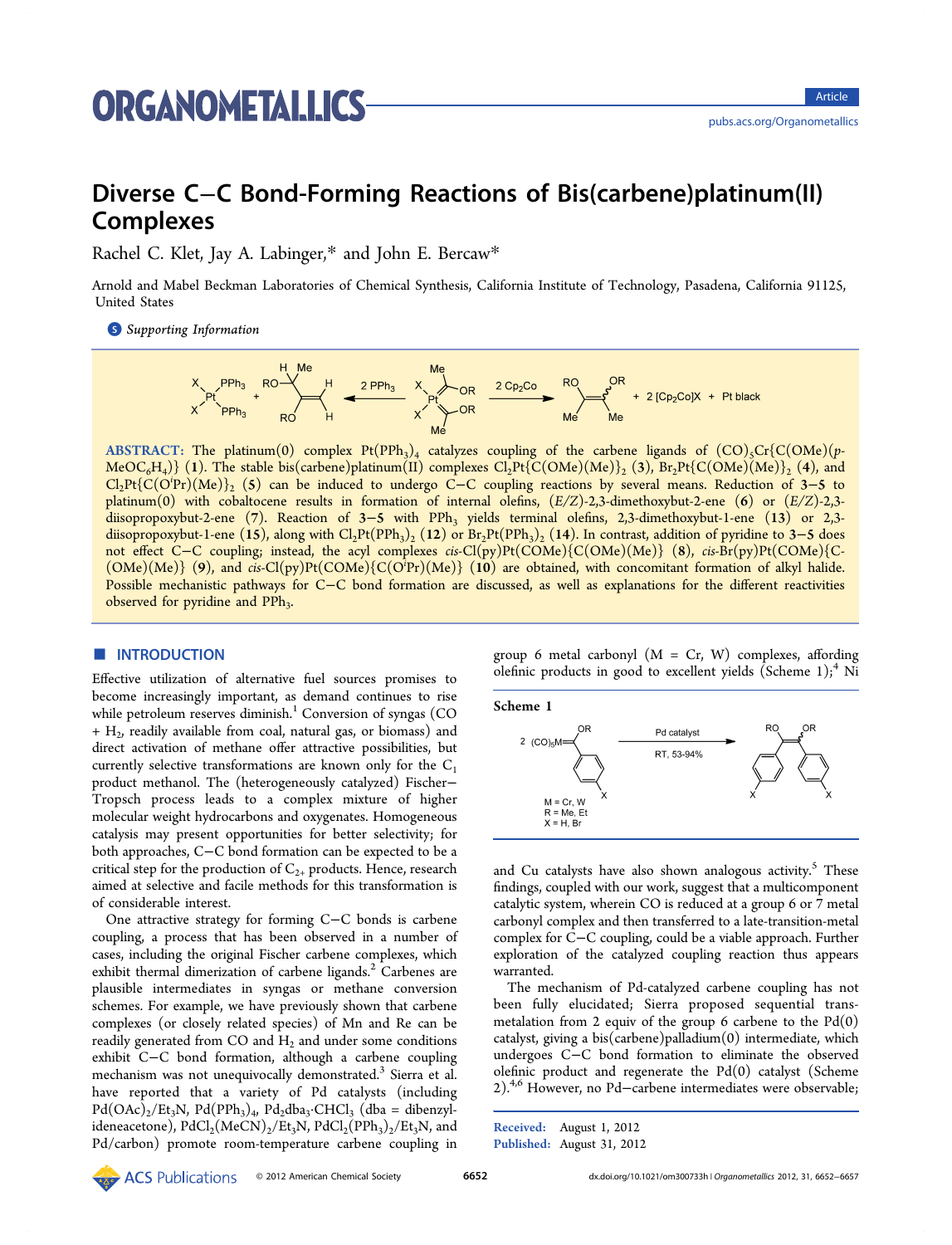# Diverse C–C Bond-Forming Reactions of Bis(carbene)platinum(II) Complexes

Rachel C. Klet, Jay A. Labinger,* and John E. Bercaw*

Arnold and Mabel Beckman Laboratories of Chemical Synthesis, California Institute of Technology, Pasadena, California 91125, United States

Supporting Information

**ABSTRACT:** The platinum(0) complex $Pt(PPh_3)_4$ catalyzes coupling of the carbene ligands of $(CO)_5Cr\{C(OMe)(p\text{-}MeOC_6H_4)\}$ (**1**). The stable bis(carbene)platinum(II) complexes $Cl_2Pt\{C(OMe)(Me)\}_2$ (**3**), $Br_2Pt\{C(OMe)(Me)\}_2$ (**4**), and $Cl_2Pt\{C(O^iPr)(Me)\}_2$ (**5**) can be induced to undergo C–C coupling reactions by several means. Reduction of **3**–**5** to platinum(0) with cobaltocene results in formation of internal olefins, (*E*/*Z*)-2,3-dimethoxybut-2-ene (**6**) or (*E*/*Z*)-2,3-diisopropoxybut-2-ene (**7**). Reaction of **3**–**5** with $PPh_3$ yields terminal olefins, 2,3-dimethoxybut-1-ene (**13**) or 2,3-diisopropoxybut-1-ene (**15**), along with $Cl_2Pt(PPh_3)_2$ (**12**) or $Br_2Pt(PPh_3)_2$ (**14**). In contrast, addition of pyridine to **3**–**5** does not effect C–C coupling; instead, the acyl complexes *cis*-Cl(py)Pt(COMe){C(OMe)(Me)} (**8**), *cis*-Br(py)Pt(COMe){C(OMe)(Me)} (**9**), and *cis*-Cl(py)Pt(COMe){C(O$^i$Pr)(Me)} (**10**) are obtained, with concomitant formation of alkyl halide. Possible mechanistic pathways for C–C bond formation are discussed, as well as explanations for the different reactivities observed for pyridine and $PPh_3$.

## INTRODUCTION

Effective utilization of alternative fuel sources promises to become increasingly important, as demand continues to rise while petroleum reserves diminish.[1] Conversion of syngas (CO + $H_2$, readily available from coal, natural gas, or biomass) and direct activation of methane offer attractive possibilities, but currently selective transformations are known only for the $C_1$ product methanol. The (heterogeneously catalyzed) Fischer–Tropsch process leads to a complex mixture of higher molecular weight hydrocarbons and oxygenates. Homogeneous catalysis may present opportunities for better selectivity; for both approaches, C–C bond formation can be expected to be a critical step for the production of $C_{2+}$ products. Hence, research aimed at selective and facile methods for this transformation is of considerable interest.

One attractive strategy for forming C–C bonds is carbene coupling, a process that has been observed in a number of cases, including the original Fischer carbene complexes, which exhibit thermal dimerization of carbene ligands.[2] Carbenes are plausible intermediates in syngas or methane conversion schemes. For example, we have previously shown that carbene complexes (or closely related species) of Mn and Re can be readily generated from CO and $H_2$ and under some conditions exhibit C–C bond formation, although a carbene coupling mechanism was not unequivocally demonstrated.[3] Sierra et al. have reported that a variety of Pd catalysts (including $Pd(OAc)_2/Et_3N$, $Pd(PPh_3)_4$, $Pd_2dba_3\cdot CHCl_3$ (dba = dibenzylideneacetone), $PdCl_2(MeCN)_2/Et_3N$, $PdCl_2(PPh_3)_2/Et_3N$, and Pd/carbon) promote room-temperature carbene coupling in group 6 metal carbonyl (M = Cr, W) complexes, affording olefinic products in good to excellent yields (Scheme 1);[4] Ni

**Scheme 1**

and Cu catalysts have also shown analogous activity.[5] These findings, coupled with our work, suggest that a multicomponent catalytic system, wherein CO is reduced at a group 6 or 7 metal carbonyl complex and then transferred to a late-transition-metal complex for C–C coupling, could be a viable approach. Further exploration of the catalyzed coupling reaction thus appears warranted.

The mechanism of Pd-catalyzed carbene coupling has not been fully elucidated; Sierra proposed sequential transmetalation from 2 equiv of the group 6 carbene to the Pd(0) catalyst, giving a bis(carbene)palladium(0) intermediate, which undergoes C–C bond formation to eliminate the observed olefinic product and regenerate the Pd(0) catalyst (Scheme 2).[4,6] However, no Pd–carbene intermediates were observable;

Received: August 1, 2012
Published: August 31, 2012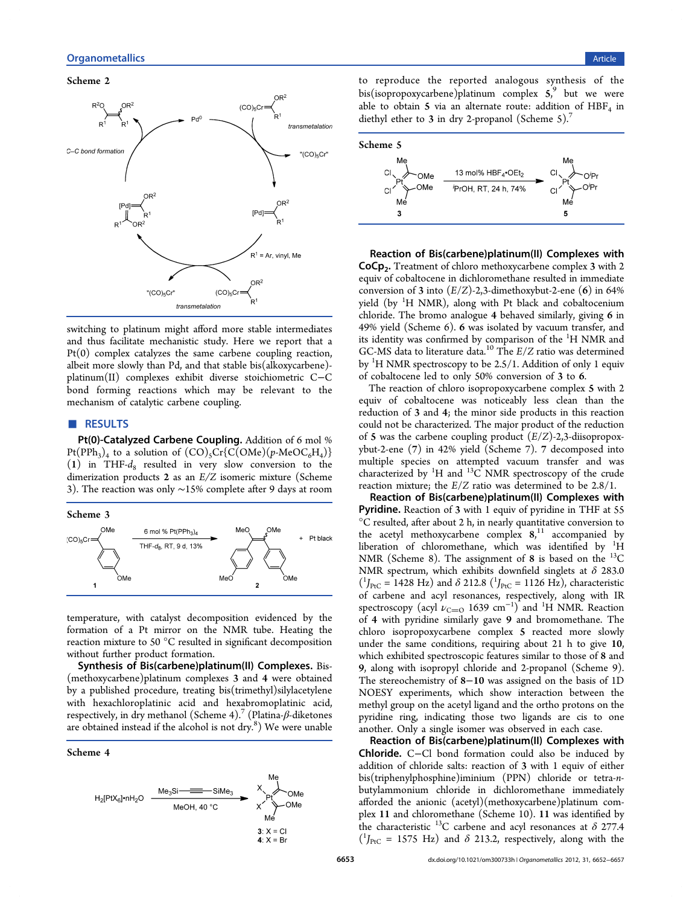**Scheme 2**

switching to platinum might afford more stable intermediates and thus facilitate mechanistic study. Here we report that a Pt(0) complex catalyzes the same carbene coupling reaction, albeit more slowly than Pd, and that stable bis(alkoxycarbene)-platinum(II) complexes exhibit stoichiometric C−C bond forming reactions which may be relevant to the mechanism of catalytic carbene coupling.

## RESULTS

**Pt(0)-Catalyzed Carbene Coupling.** Addition of 6 mol % $Pt(PPh_3)_4$ to a solution of $(CO)_5Cr\{C(OMe)(p\text{-}MeOC_6H_4)\}$ (**1**) in THF-$d_8$ resulted in very slow conversion to the dimerization products **2** as an $E/Z$ isomeric mixture (Scheme 3). The reaction was only ~15% complete after 9 days at room temperature, with catalyst decomposition evidenced by the formation of a Pt mirror on the NMR tube. Heating the reaction mixture to 50 °C resulted in significant decomposition without further product formation.

**Scheme 3**

**Synthesis of Bis(carbene)platinum(II) Complexes.** Bis(methoxycarbene)platinum complexes **3** and **4** were obtained by a published procedure, treating bis(trimethyl)silylacetylene with hexachloroplatinic acid and hexabromoplatinic acid, respectively, in dry methanol (Scheme 4).[7] (Platina-β-diketones are obtained instead if the alcohol is not dry.[8]) We were unable to reproduce the reported analogous synthesis of the bis(isopropoxycarbene)platinum complex **5**,[9] but we were able to obtain **5** via an alternate route: addition of $HBF_4$ in diethyl ether to **3** in dry 2-propanol (Scheme 5).[7]

**Scheme 4**

**Scheme 5**

**Reaction of Bis(carbene)platinum(II) Complexes with $CoCp_2$.** Treatment of chloro methoxycarbene complex **3** with 2 equiv of cobaltocene in dichloromethane resulted in immediate conversion of **3** into $(E/Z)$-2,3-dimethoxybut-2-ene (**6**) in 64% yield (by $^1$H NMR), along with Pt black and cobaltocenium chloride. The bromo analogue **4** behaved similarly, giving **6** in 49% yield (Scheme 6). **6** was isolated by vacuum transfer, and its identity was confirmed by comparison of the $^1$H NMR and GC-MS data to literature data.[10] The $E/Z$ ratio was determined by $^1$H NMR spectroscopy to be 2.5/1. Addition of only 1 equiv of cobaltocene led to only 50% conversion of **3** to **6**.

The reaction of chloro isopropoxycarbene complex **5** with 2 equiv of cobaltocene was noticeably less clean than the reduction of **3** and **4**; the minor side products in this reaction could not be characterized. The major product of the reduction of **5** was the carbene coupling product $(E/Z)$-2,3-diisopropoxybut-2-ene (**7**) in 42% yield (Scheme 7). **7** decomposed into multiple species on attempted vacuum transfer and was characterized by $^1$H and $^{13}$C NMR spectroscopy of the crude reaction mixture; the $E/Z$ ratio was determined to be 2.8/1.

**Reaction of Bis(carbene)platinum(II) Complexes with Pyridine.** Reaction of **3** with 1 equiv of pyridine in THF at 55 °C resulted, after about 2 h, in nearly quantitative conversion to the acetyl methoxycarbene complex **8**,[11] accompanied by liberation of chloromethane, which was identified by $^1$H NMR (Scheme 8). The assignment of **8** is based on the $^{13}$C NMR spectrum, which exhibits downfield singlets at δ 283.0 ($^1J_{PtC}$ = 1428 Hz) and δ 212.8 ($^1J_{PtC}$ = 1126 Hz), characteristic of carbene and acyl resonances, respectively, along with IR spectroscopy (acyl $\nu_{C=O}$ 1639 cm$^{-1}$) and $^1$H NMR. Reaction of **4** with pyridine similarly gave **9** and bromomethane. The chloro isopropoxycarbene complex **5** reacted more slowly under the same conditions, requiring about 21 h to give **10**, which exhibited spectroscopic features similar to those of **8** and **9**, along with isopropyl chloride and 2-propanol (Scheme 9). The stereochemistry of **8**−**10** was assigned on the basis of 1D NOESY experiments, which show interaction between the methyl group on the acetyl ligand and the ortho protons on the pyridine ring, indicating those two ligands are cis to one another. Only a single isomer was observed in each case.

**Reaction of Bis(carbene)platinum(II) Complexes with Chloride.** C−Cl bond formation could also be induced by addition of chloride salts: reaction of **3** with 1 equiv of either bis(triphenylphosphine)iminium (PPN) chloride or tetra-$n$-butylammonium chloride in dichloromethane immediately afforded the anionic (acetyl)(methoxycarbene)platinum complex **11** and chloromethane (Scheme 10). **11** was identified by the characteristic $^{13}$C carbene and acyl resonances at δ 277.4 ($^1J_{PtC}$ = 1575 Hz) and δ 213.2, respectively, along with the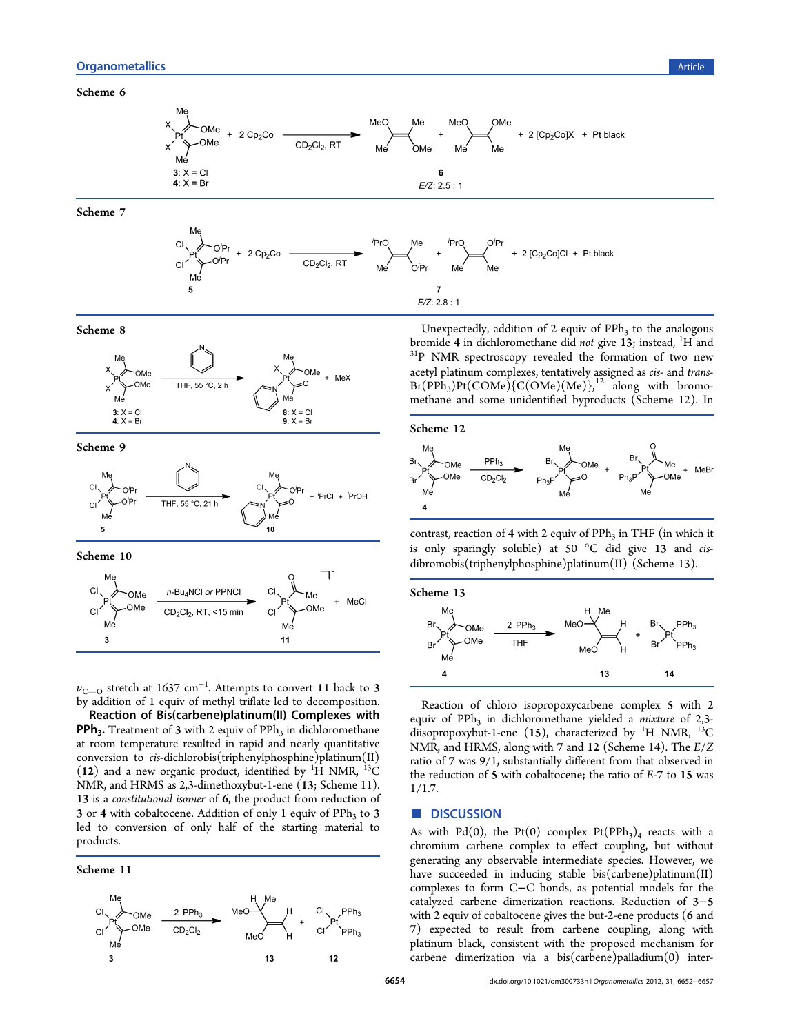**Scheme 6**

**Scheme 7**

**Scheme 8**

**Scheme 9**

**Scheme 10**

$\nu_{C=O}$ stretch at 1637 cm$^{-1}$. Attempts to convert **11** back to **3** by addition of 1 equiv of methyl triflate led to decomposition.

**Reaction of Bis(carbene)platinum(II) Complexes with PPh$_3$.** Treatment of **3** with 2 equiv of PPh$_3$ in dichloromethane at room temperature resulted in rapid and nearly quantitative conversion to *cis*-dichlorobis(triphenylphosphine)platinum(II) (**12**) and a new organic product, identified by $^1$H NMR, $^{13}$C NMR, and HRMS as 2,3-dimethoxybut-1-ene (**13**; Scheme 11). **13** is a *constitutional isomer* of **6**, the product from reduction of **3** or **4** with cobaltocene. Addition of only 1 equiv of PPh$_3$ to **3** led to conversion of only half of the starting material to products.

**Scheme 11**

Unexpectedly, addition of 2 equiv of PPh$_3$ to the analogous bromide **4** in dichloromethane did *not* give **13**; instead, $^1$H and $^{31}$P NMR spectroscopy revealed the formation of two new acetyl platinum complexes, tentatively assigned as *cis*- and *trans*-Br(PPh$_3$)Pt(COMe){C(OMe)(Me)},[12] along with bromomethane and some unidentified byproducts (Scheme 12). In contrast, reaction of **4** with 2 equiv of PPh$_3$ in THF (in which it is only sparingly soluble) at 50 °C did give **13** and *cis*-dibromobis(triphenylphosphine)platinum(II) (Scheme 13).

**Scheme 12**

**Scheme 13**

Reaction of chloro isopropoxycarbene complex **5** with 2 equiv of PPh$_3$ in dichloromethane yielded a *mixture* of 2,3-diisopropoxybut-1-ene (**15**), characterized by $^1$H NMR, $^{13}$C NMR, and HRMS, along with **7** and **12** (Scheme 14). The *E*/*Z* ratio of **7** was 9/1, substantially different from that observed in the reduction of **5** with cobaltocene; the ratio of *E*-**7** to **15** was 1/1.7.

## DISCUSSION

As with Pd(0), the Pt(0) complex Pt(PPh$_3$)$_4$ reacts with a chromium carbene complex to effect coupling, but without generating any observable intermediate species. However, we have succeeded in inducing stable bis(carbene)platinum(II) complexes to form C−C bonds, as potential models for the catalyzed carbene dimerization reactions. Reduction of **3**−**5** with 2 equiv of cobaltocene gives the but-2-ene products (**6** and **7**) expected to result from carbene coupling, along with platinum black, consistent with the proposed mechanism for carbene dimerization via a bis(carbene)palladium(0) inter-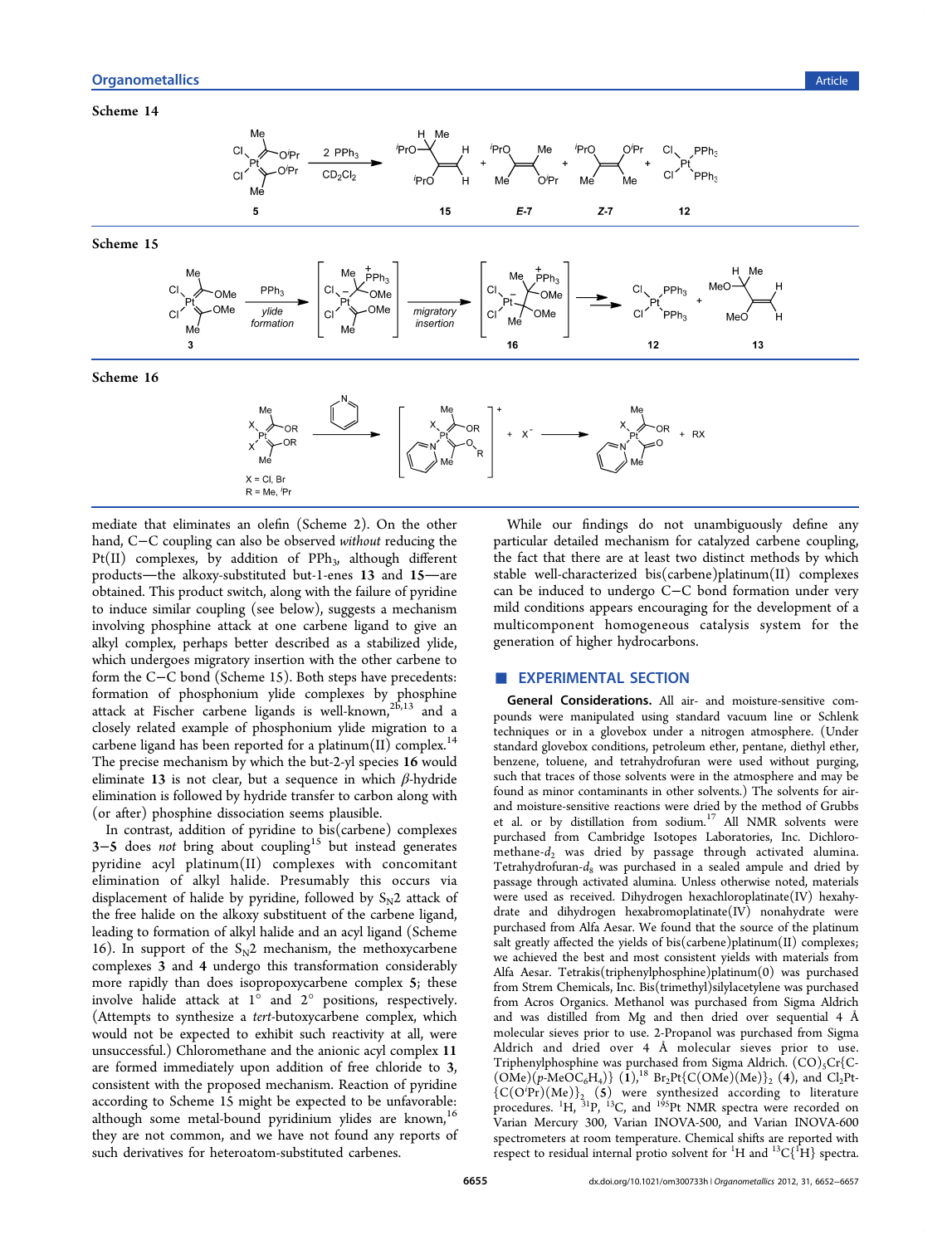Scheme 14

Scheme 15

Scheme 16

mediate that eliminates an olefin (Scheme 2). On the other hand, C−C coupling can also be observed *without* reducing the Pt(II) complexes, by addition of $PPh_3$, although different products—the alkoxy-substituted but-1-enes **13** and **15**—are obtained. This product switch, along with the failure of pyridine to induce similar coupling (see below), suggests a mechanism involving phosphine attack at one carbene ligand to give an alkyl complex, perhaps better described as a stabilized ylide, which undergoes migratory insertion with the other carbene to form the C−C bond (Scheme 15). Both steps have precedents: formation of phosphonium ylide complexes by phosphine attack at Fischer carbene ligands is well-known,[2b,13] and a closely related example of phosphonium ylide migration to a carbene ligand has been reported for a platinum(II) complex.[14] The precise mechanism by which the but-2-yl species **16** would eliminate **13** is not clear, but a sequence in which *β*-hydride elimination is followed by hydride transfer to carbon along with (or after) phosphine dissociation seems plausible.

In contrast, addition of pyridine to bis(carbene) complexes **3**−**5** does *not* bring about coupling[15] but instead generates pyridine acyl platinum(II) complexes with concomitant elimination of alkyl halide. Presumably this occurs via displacement of halide by pyridine, followed by $S_N2$ attack of the free halide on the alkoxy substituent of the carbene ligand, leading to formation of alkyl halide and an acyl ligand (Scheme 16). In support of the $S_N2$ mechanism, the methoxycarbene complexes **3** and **4** undergo this transformation considerably more rapidly than does isopropoxycarbene complex **5**; these involve halide attack at 1° and 2° positions, respectively. (Attempts to synthesize a *tert*-butoxycarbene complex, which would not be expected to exhibit such reactivity at all, were unsuccessful.) Chloromethane and the anionic acyl complex **11** are formed immediately upon addition of free chloride to **3**, consistent with the proposed mechanism. Reaction of pyridine according to Scheme 15 might be expected to be unfavorable: although some metal-bound pyridinium ylides are known,[16] they are not common, and we have not found any reports of such derivatives for heteroatom-substituted carbenes.

While our findings do not unambiguously define any particular detailed mechanism for catalyzed carbene coupling, the fact that there are at least two distinct methods by which stable well-characterized bis(carbene)platinum(II) complexes can be induced to undergo C−C bond formation under very mild conditions appears encouraging for the development of a multicomponent homogeneous catalysis system for the generation of higher hydrocarbons.

## ■ EXPERIMENTAL SECTION

**General Considerations.** All air- and moisture-sensitive compounds were manipulated using standard vacuum line or Schlenk techniques or in a glovebox under a nitrogen atmosphere. (Under standard glovebox conditions, petroleum ether, pentane, diethyl ether, benzene, toluene, and tetrahydrofuran were used without purging, such that traces of those solvents were in the atmosphere and may be found as minor contaminants in other solvents.) The solvents for air- and moisture-sensitive reactions were dried by the method of Grubbs et al. or by distillation from sodium.[17] All NMR solvents were purchased from Cambridge Isotopes Laboratories, Inc. Dichloromethane-$d_2$ was dried by passage through activated alumina. Tetrahydrofuran-$d_8$ was purchased in a sealed ampule and dried by passage through activated alumina. Unless otherwise noted, materials were used as received. Dihydrogen hexachloroplatinate(IV) hexahydrate and dihydrogen hexabromoplatinate(IV) nonahydrate were purchased from Alfa Aesar. We found that the source of the platinum salt greatly affected the yields of bis(carbene)platinum(II) complexes; we achieved the best and most consistent yields with materials from Alfa Aesar. Tetrakis(triphenylphosphine)platinum(0) was purchased from Strem Chemicals, Inc. Bis(trimethyl)silylacetylene was purchased from Acros Organics. Methanol was purchased from Sigma Aldrich and was distilled from Mg and then dried over sequential 4 Å molecular sieves prior to use. 2-Propanol was purchased from Sigma Aldrich and dried over 4 Å molecular sieves prior to use. Triphenylphosphine was purchased from Sigma Aldrich. $(CO)_5Cr\{C(OMe)(p\text{-}MeOC_6H_4)\}$ (**1**),[18] $Br_2Pt\{C(OMe)(Me)\}_2$ (**4**), and $Cl_2Pt\{C(O^iPr)(Me)\}_2$ (**5**) were synthesized according to literature procedures. $^1H$, $^{31}P$, $^{13}C$, and $^{195}Pt$ NMR spectra were recorded on Varian Mercury 300, Varian INOVA-500, and Varian INOVA-600 spectrometers at room temperature. Chemical shifts are reported with respect to residual internal protio solvent for $^1H$ and $^{13}C\{^1H\}$ spectra.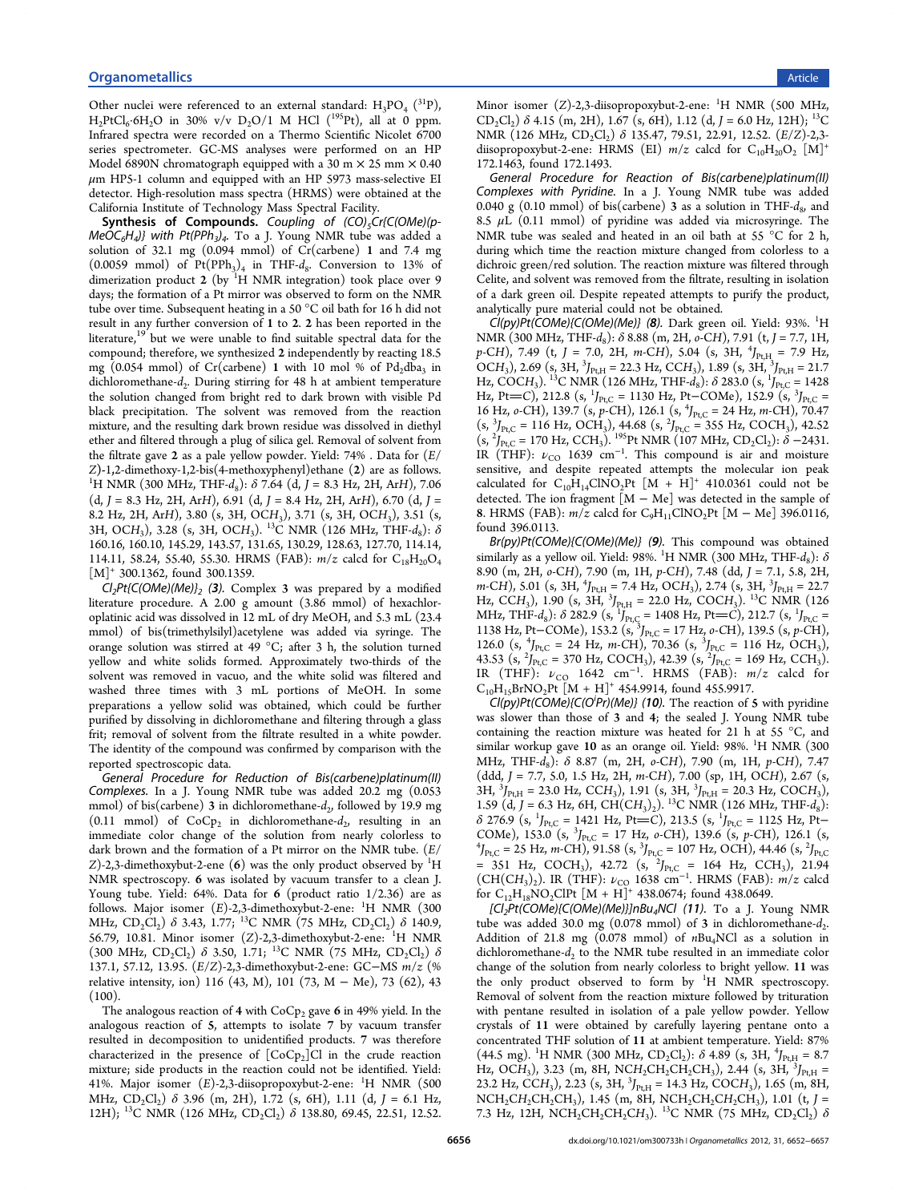Other nuclei were referenced to an external standard: $H_3PO_4$ ($^{31}P$), $H_2PtCl_6{\cdot}6H_2O$ in 30% v/v $D_2O$/1 M HCl ($^{195}Pt$), all at 0 ppm. Infrared spectra were recorded on a Thermo Scientific Nicolet 6700 series spectrometer. GC-MS analyses were performed on an HP Model 6890N chromatograph equipped with a 30 m × 25 mm × 0.40 μm HP5-1 column and equipped with an HP 5973 mass-selective EI detector. High-resolution mass spectra (HRMS) were obtained at the California Institute of Technology Mass Spectral Facility.

**Synthesis of Compounds.** *Coupling of $(CO)_5Cr\{C(OMe)(p\text{-}MeOC_6H_4)\}$ with $Pt(PPh_3)_4$.* To a J. Young NMR tube was added a solution of 32.1 mg (0.094 mmol) of Cr(carbene) **1** and 7.4 mg (0.0059 mmol) of $Pt(PPh_3)_4$ in THF-$d_8$. Conversion to 13% of dimerization product **2** (by $^1H$ NMR integration) took place over 9 days; the formation of a Pt mirror was observed to form on the NMR tube over time. Subsequent heating in a 50 °C oil bath for 16 h did not result in any further conversion of **1** to **2**. **2** has been reported in the literature,[19] but we were unable to find suitable spectral data for the compound; therefore, we synthesized **2** independently by reacting 18.5 mg (0.054 mmol) of Cr(carbene) **1** with 10 mol % of $Pd_2dba_3$ in dichloromethane-$d_2$. During stirring for 48 h at ambient temperature the solution changed from bright red to dark brown with visible Pd black precipitation. The solvent was removed from the reaction mixture, and the resulting dark brown residue was dissolved in diethyl ether and filtered through a plug of silica gel. Removal of solvent from the filtrate gave **2** as a pale yellow powder. Yield: 74% . Data for (*E*/*Z*)-1,2-dimethoxy-1,2-bis(4-methoxyphenyl)ethane (**2**) are as follows. $^1H$ NMR (300 MHz, THF-$d_8$): δ 7.64 (d, *J* = 8.3 Hz, 2H, Ar*H*), 7.06 (d, *J* = 8.3 Hz, 2H, Ar*H*), 6.91 (d, *J* = 8.4 Hz, 2H, Ar*H*), 6.70 (d, *J* = 8.2 Hz, 2H, Ar*H*), 3.80 (s, 3H, OC*H*$_3$), 3.71 (s, 3H, OC*H*$_3$), 3.51 (s, 3H, OC*H*$_3$), 3.28 (s, 3H, OC*H*$_3$). $^{13}C$ NMR (126 MHz, THF-$d_8$): δ 160.16, 160.10, 145.29, 143.57, 131.65, 130.29, 128.63, 127.70, 114.14, 114.11, 58.24, 55.40, 55.30. HRMS (FAB): *m*/*z* calcd for $C_{18}H_{20}O_4$ [M]$^+$ 300.1362, found 300.1359.

*$Cl_2Pt\{C(OMe)(Me)\}_2$ (**3**).* Complex **3** was prepared by a modified literature procedure. A 2.00 g amount (3.86 mmol) of hexachloroplatinic acid was dissolved in 12 mL of dry MeOH, and 5.3 mL (23.4 mmol) of bis(trimethylsilyl)acetylene was added via syringe. The orange solution was stirred at 49 °C; after 3 h, the solution turned yellow and white solids formed. Approximately two-thirds of the solvent was removed in vacuo, and the white solid was filtered and washed three times with 3 mL portions of MeOH. In some preparations a yellow solid was obtained, which could be further purified by dissolving in dichloromethane and filtering through a glass frit; removal of solvent from the filtrate resulted in a white powder. The identity of the compound was confirmed by comparison with the reported spectroscopic data.

*General Procedure for Reduction of Bis(carbene)platinum(II) Complexes.* In a J. Young NMR tube was added 20.2 mg (0.053 mmol) of bis(carbene) **3** in dichloromethane-$d_2$, followed by 19.9 mg (0.11 mmol) of $CoCp_2$ in dichloromethane-$d_2$, resulting in an immediate color change of the solution from nearly colorless to dark brown and the formation of a Pt mirror on the NMR tube. (*E*/*Z*)-2,3-dimethoxybut-2-ene (**6**) was the only product observed by $^1H$ NMR spectroscopy. **6** was isolated by vacuum transfer to a clean J. Young tube. Yield: 64%. Data for **6** (product ratio 1/2.36) are as follows. Major isomer (*E*)-2,3-dimethoxybut-2-ene: $^1H$ NMR (300 MHz, $CD_2Cl_2$) δ 3.43, 1.77; $^{13}C$ NMR (75 MHz, $CD_2Cl_2$) δ 140.9, 56.79, 10.81. Minor isomer (*Z*)-2,3-dimethoxybut-2-ene: $^1H$ NMR (300 MHz, $CD_2Cl_2$) δ 3.50, 1.71; $^{13}C$ NMR (75 MHz, $CD_2Cl_2$) δ 137.1, 57.12, 13.95. (*E*/*Z*)-2,3-dimethoxybut-2-ene: GC–MS *m*/*z* (% relative intensity, ion) 116 (43, M), 101 (73, M − Me), 73 (62), 43 (100).

The analogous reaction of **4** with $CoCp_2$ gave **6** in 49% yield. In the analogous reaction of **5**, attempts to isolate **7** by vacuum transfer resulted in decomposition to unidentified products. **7** was therefore characterized in the presence of $[CoCp_2]Cl$ in the crude reaction mixture; side products in the reaction could not be identified. Yield: 41%. Major isomer (*E*)-2,3-diisopropoxybut-2-ene: $^1H$ NMR (500 MHz, $CD_2Cl_2$) δ 3.96 (m, 2H), 1.72 (s, 6H), 1.11 (d, *J* = 6.1 Hz, 12H); $^{13}C$ NMR (126 MHz, $CD_2Cl_2$) δ 138.80, 69.45, 22.51, 12.52. Minor isomer (*Z*)-2,3-diisopropoxybut-2-ene: $^1H$ NMR (500 MHz, $CD_2Cl_2$) δ 4.15 (m, 2H), 1.67 (s, 6H), 1.12 (d, *J* = 6.0 Hz, 12H); $^{13}C$ NMR (126 MHz, $CD_2Cl_2$) δ 135.47, 79.51, 22.91, 12.52. (*E*/*Z*)-2,3-diisopropoxybut-2-ene: HRMS (EI) *m*/*z* calcd for $C_{10}H_{20}O_2$ [M]$^+$ 172.1463, found 172.1493.

*General Procedure for Reaction of Bis(carbene)platinum(II) Complexes with Pyridine.* In a J. Young NMR tube was added 0.040 g (0.10 mmol) of bis(carbene) **3** as a solution in THF-$d_8$, and 8.5 μL (0.11 mmol) of pyridine was added via microsyringe. The NMR tube was sealed and heated in an oil bath at 55 °C for 2 h, during which time the reaction mixture changed from colorless to a dichroic green/red solution. The reaction mixture was filtered through Celite, and solvent was removed from the filtrate, resulting in isolation of a dark green oil. Despite repeated attempts to purify the product, analytically pure material could not be obtained.

*Cl(py)Pt(COMe){C(OMe)(Me)} (**8**).* Dark green oil. Yield: 93%. $^1H$ NMR (300 MHz, THF-$d_8$): δ 8.88 (m, 2H, *o*-C*H*), 7.91 (t, *J* = 7.7, 1H, *p*-C*H*), 7.49 (t, *J* = 7.0, 2H, *m*-C*H*), 5.04 (s, 3H, $^4J_{Pt,H}$ = 7.9 Hz, OC*H*$_3$), 2.69 (s, 3H, $^3J_{Pt,H}$ = 22.3 Hz, CC*H*$_3$), 1.89 (s, 3H, $^3J_{Pt,H}$ = 21.7 Hz, COC*H*$_3$). $^{13}C$ NMR (126 MHz, THF-$d_8$): δ 283.0 (s, $^1J_{Pt,C}$ = 1428 Hz, Pt=*C*), 212.8 (s, $^1J_{Pt,C}$ = 1130 Hz, Pt−*C*OMe), 152.9 (s, $^3J_{Pt,C}$ = 16 Hz, *o*-CH), 139.7 (s, *p*-CH), 126.1 (s, $^4J_{Pt,C}$ = 24 Hz, *m*-CH), 70.47 (s, $^3J_{Pt,C}$ = 116 Hz, OCH$_3$), 44.68 (s, $^2J_{Pt,C}$ = 355 Hz, COCH$_3$), 42.52 (s, $^2J_{Pt,C}$ = 170 Hz, CCH$_3$). $^{195}Pt$ NMR (107 MHz, $CD_2Cl_2$): δ −2431. IR (THF): $\nu_{CO}$ 1639 cm$^{-1}$. This compound is air and moisture sensitive, and despite repeated attempts the molecular ion peak calculated for $C_{10}H_{14}ClNO_2Pt$ [M + H]$^+$ 410.0361 could not be detected. The ion fragment [M − Me] was detected in the sample of **8**. HRMS (FAB): *m*/*z* calcd for $C_9H_{11}ClNO_2Pt$ [M − Me] 396.0116, found 396.0113.

*Br(py)Pt(COMe){C(OMe)(Me)} (**9**).* This compound was obtained similarly as a yellow oil. Yield: 98%. $^1H$ NMR (300 MHz, THF-$d_8$): δ 8.90 (m, 2H, *o*-C*H*), 7.90 (m, 1H, *p*-C*H*), 7.48 (dd, *J* = 7.1, 5.8, 2H, *m*-C*H*), 5.01 (s, 3H, $^4J_{Pt,H}$ = 7.4 Hz, OC*H*$_3$), 2.74 (s, 3H, $^3J_{Pt,H}$ = 22.7 Hz, CC*H*$_3$), 1.90 (s, 3H, $^3J_{Pt,H}$ = 22.0 Hz, COC*H*$_3$). $^{13}C$ NMR (126 MHz, THF-$d_8$): δ 282.9 (s, $^1J_{Pt,C}$ = 1408 Hz, Pt=*C*), 212.7 (s, $^1J_{Pt,C}$ = 1138 Hz, Pt−*C*OMe), 153.2 (s, $^3J_{Pt,C}$ = 17 Hz, *o*-CH), 139.5 (s, *p*-CH), 126.0 (s, $^4J_{Pt,C}$ = 24 Hz, *m*-CH), 70.36 (s, $^3J_{Pt,C}$ = 116 Hz, OCH$_3$), 43.53 (s, $^2J_{Pt,C}$ = 370 Hz, COCH$_3$), 42.39 (s, $^2J_{Pt,C}$ = 169 Hz, CCH$_3$). IR (THF): $\nu_{CO}$ 1642 cm$^{-1}$. HRMS (FAB): *m*/*z* calcd for $C_{10}H_{15}BrNO_2Pt$ [M + H]$^+$ 454.9914, found 455.9917.

*Cl(py)Pt(COMe){C(O$^i$Pr)(Me)} (**10**).* The reaction of **5** with pyridine was slower than those of **3** and **4**; the sealed J. Young NMR tube containing the reaction mixture was heated for 21 h at 55 °C, and similar workup gave **10** as an orange oil. Yield: 98%. $^1H$ NMR (300 MHz, THF-$d_8$): δ 8.87 (m, 2H, *o*-C*H*), 7.90 (m, 1H, *p*-C*H*), 7.47 (ddd, *J* = 7.7, 5.0, 1.5 Hz, 2H, *m*-C*H*), 7.00 (sp, 1H, OC*H*), 2.67 (s, 3H, $^3J_{Pt,H}$ = 23.0 Hz, CC*H*$_3$), 1.91 (s, 3H, $^3J_{Pt,H}$ = 20.3 Hz, COC*H*$_3$), 1.59 (d, *J* = 6.3 Hz, 6H, CH(C*H*$_3$)$_2$). $^{13}C$ NMR (126 MHz, THF-$d_8$): δ 276.9 (s, $^1J_{Pt,C}$ = 1421 Hz, Pt=*C*), 213.5 (s, $^1J_{Pt,C}$ = 1125 Hz, Pt−*C*OMe), 153.0 (s, $^3J_{Pt,C}$ = 17 Hz, *o*-CH), 139.6 (s, *p*-CH), 126.1 (s, $^4J_{Pt,C}$ = 25 Hz, *m*-CH), 91.58 (s, $^3J_{Pt,C}$ = 107 Hz, OCH), 44.46 (s, $^2J_{Pt,C}$ = 351 Hz, COCH$_3$), 42.72 (s, $^2J_{Pt,C}$ = 164 Hz, CCH$_3$), 21.94 (CH(*C*H$_3$)$_2$). IR (THF): $\nu_{CO}$ 1638 cm$^{-1}$. HRMS (FAB): *m*/*z* calcd for $C_{12}H_{18}NO_2ClPt$ [M + H]$^+$ 438.0674; found 438.0649.

*[$Cl_2Pt(COMe)\{C(OMe)(Me)\}$]$n$Bu$_4$NCl (**11**).* To a J. Young NMR tube was added 30.0 mg (0.078 mmol) of **3** in dichloromethane-$d_2$. Addition of 21.8 mg (0.078 mmol) of $n$Bu$_4$NCl as a solution in dichloromethane-$d_2$ to the NMR tube resulted in an immediate color change of the solution from nearly colorless to bright yellow. **11** was the only product observed to form by $^1H$ NMR spectroscopy. Removal of solvent from the reaction mixture followed by trituration with pentane resulted in isolation of a pale yellow powder. Yellow crystals of **11** were obtained by carefully layering pentane onto a concentrated THF solution of **11** at ambient temperature. Yield: 87% (44.5 mg). $^1H$ NMR (300 MHz, $CD_2Cl_2$): δ 4.89 (s, 3H, $^4J_{Pt,H}$ = 8.7 Hz, OC*H*$_3$), 3.23 (m, 8H, NC*H*$_2$CH$_2$CH$_2$CH$_3$), 2.44 (s, 3H, $^3J_{Pt,H}$ = 23.2 Hz, CC*H*$_3$), 2.23 (s, 3H, $^3J_{Pt,H}$ = 14.3 Hz, COC*H*$_3$), 1.65 (m, 8H, NCH$_2$C*H*$_2$CH$_2$CH$_3$), 1.45 (m, 8H, NCH$_2$CH$_2$C*H*$_2$CH$_3$), 1.01 (t, *J* = 7.3 Hz, 12H, NCH$_2$CH$_2$CH$_2$C*H*$_3$). $^{13}C$ NMR (75 MHz, $CD_2Cl_2$) δ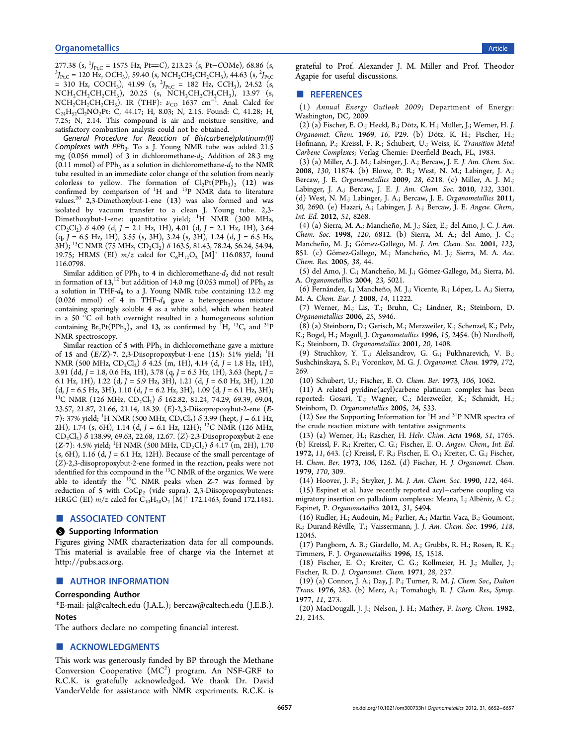277.38 (s, $^1J_{Pt,C}$ = 1575 Hz, Pt=C), 213.23 (s, Pt−COMe), 68.86 (s, $^3J_{Pt,C}$ = 120 Hz, $OCH_3$), 59.40 (s, $NCH_2CH_2CH_2CH_3$), 44.63 (s, $^2J_{Pt,C}$ = 310 Hz, $COCH_3$), 41.99 (s, $^2J_{Pt,C}$ = 182 Hz, $CCH_3$), 24.52 (s, $NCH_2CH_2CH_2CH_3$), 20.25 (s, $NCH_2CH_2CH_2CH_3$), 13.97 (s, $NCH_2CH_2CH_2CH_3$). IR (THF): $\nu_{CO}$ 1637 $cm^{-1}$. Anal. Calcd for $C_{24}H_{52}Cl_2NO_2Pt$: C, 44.17; H, 8.03; N, 2.15. Found: C, 41.28; H, 7.25; N, 2.14. This compound is air and moisture sensitive, and satisfactory combustion analysis could not be obtained.

*General Procedure for Reaction of Bis(carbene)platinum(II) Complexes with $PPh_3$.* To a J. Young NMR tube was added 21.5 mg (0.056 mmol) of **3** in dichloromethane-$d_2$. Addition of 28.3 mg (0.11 mmol) of $PPh_3$ as a solution in dichloromethane-$d_2$ to the NMR tube resulted in an immediate color change of the solution from nearly colorless to yellow. The formation of $Cl_2Pt(PPh_3)_2$ (**12**) was confirmed by comparison of $^1H$ and $^{13}P$ NMR data to literature values.[20] 2,3-Dimethoxybut-1-ene (**13**) was also formed and was isolated by vacuum transfer to a clean J. Young tube. 2,3-Dimethoxybut-1-ene: quantitative yield; $^1H$ NMR (300 MHz, $CD_2Cl_2$) δ 4.09 (d, J = 2.1 Hz, 1H), 4.01 (d, J = 2.1 Hz, 1H), 3.64 (q, J = 6.5 Hz, 1H), 3.55 (s, 3H), 3.24 (s, 3H), 1.24 (d, J = 6.5 Hz, 3H); $^{13}C$ NMR (75 MHz, $CD_2Cl_2$) δ 163.5, 81.43, 78.24, 56.24, 54.94, 19.75; HRMS (EI) m/z calcd for $C_6H_{12}O_2$ $[M]^+$ 116.0837, found 116.0798.

Similar addition of $PPh_3$ to **4** in dichloromethane-$d_2$ did not result in formation of **13**,[12] but addition of 14.0 mg (0.053 mmol) of $PPh_3$ as a solution in THF-$d_8$ to a J. Young NMR tube containing 12.2 mg (0.026 mmol) of **4** in THF-$d_8$ gave a heterogeneous mixture containing sparingly soluble **4** as a white solid, which when heated in a 50 °C oil bath overnight resulted in a homogeneous solution containing $Br_2Pt(PPh_3)_2$ and **13**, as confirmed by $^1H$, $^{13}C$, and $^{31}P$ NMR spectroscopy.

Similar reaction of **5** with $PPh_3$ in dichloromethane gave a mixture of **15** and (*E*/*Z*)-**7**. 2,3-Diisopropoxybut-1-ene (**15**): 51% yield; $^1H$ NMR (500 MHz, $CD_2Cl_2$) δ 4.25 (m, 1H), 4.14 (d, J = 1.8 Hz, 1H), 3.91 (dd, J = 1.8, 0.6 Hz, 1H), 3.78 (q, J = 6.5 Hz, 1H), 3.63 (hept, J = 6.1 Hz, 1H), 1.22 (d, J = 5.9 Hz, 3H), 1.21 (d, J = 6.0 Hz, 3H), 1.20 (d, J = 6.5 Hz, 3H), 1.10 (d, J = 6.2 Hz, 3H), 1.09 (d, J = 6.1 Hz, 3H); $^{13}C$ NMR (126 MHz, $CD_2Cl_2$) δ 162.82, 81.24, 74.29, 69.39, 69.04, 23.57, 21.87, 21.66, 21.14, 18.39. (*E*)-2,3-Diisopropoxybut-2-ene (***E*-7**): 37% yield; $^1H$ NMR (500 MHz, $CD_2Cl_2$) δ 3.99 (hept, J = 6.1 Hz, 2H), 1.74 (s, 6H), 1.14 (d, J = 6.1 Hz, 12H); $^{13}C$ NMR (126 MHz, $CD_2Cl_2$) δ 138.99, 69.63, 22.68, 12.67. (*Z*)-2,3-Diisopropoxybut-2-ene (***Z*-7**): 4.5% yield; $^1H$ NMR (500 MHz, $CD_2Cl_2$) δ 4.17 (m, 2H), 1.70 (s, 6H), 1.16 (d, J = 6.1 Hz, 12H). Because of the small percentage of (*Z*)-2,3-diisopropoxybut-2-ene formed in the reaction, peaks were not identified for this compound in the $^{13}C$ NMR of the organics. We were able to identify the $^{13}C$ NMR peaks when ***Z*-7** was formed by reduction of **5** with $CoCp_2$ (vide supra). 2,3-Diisopropoxybutenes: HRGC (EI) m/z calcd for $C_{10}H_{20}O_2$ $[M]^+$ 172.1463, found 172.1481.

## ■ ASSOCIATED CONTENT

### Supporting Information

Figures giving NMR characterization data for all compounds. This material is available free of charge via the Internet at http://pubs.acs.org.

## ■ AUTHOR INFORMATION

### Corresponding Author

*E-mail: jal@caltech.edu (J.A.L.); bercaw@caltech.edu (J.E.B.).

### Notes

The authors declare no competing financial interest.

## ■ ACKNOWLEDGMENTS

This work was generously funded by BP through the Methane Conversion Cooperative ($MC^2$) program. An NSF-GRF to R.C.K. is gratefully acknowledged. We thank Dr. David VanderVelde for assistance with NMR experiments. R.C.K. is grateful to Prof. Alexander J. M. Miller and Prof. Theodor Agapie for useful discussions.

## ■ REFERENCES

(1) *Annual Energy Outlook 2009*; Department of Energy: Washington, DC, 2009.

(2) (a) Fischer, E. O.; Heckl, B.; Dötz, K. H.; Müller, J.; Werner, H. *J. Organomet. Chem.* **1969**, *16*, P29. (b) Dötz, K. H.; Fischer, H.; Hofmann, P.; Kreissl, F. R.; Schubert, U.; Weiss, K. *Transition Metal Carbene Complexes*; Verlag Chemie: Deerfield Beach, FL, 1983.

(3) (a) Miller, A. J. M.; Labinger, J. A.; Bercaw, J. E. *J. Am. Chem. Soc.* **2008**, *130*, 11874. (b) Elowe, P. R.; West, N. M.; Labinger, J. A.; Bercaw, J. E. *Organometallics* **2009**, *28*, 6218. (c) Miller, A. J. M.; Labinger, J. A.; Bercaw, J. E. *J. Am. Chem. Soc.* **2010**, *132*, 3301. (d) West, N. M.; Labinger, J. A.; Bercaw, J. E. *Organometallics* **2011**, *30*, 2690. (e) Hazari, A.; Labinger, J. A.; Bercaw, J. E. *Angew. Chem., Int. Ed.* **2012**, *51*, 8268.

(4) (a) Sierra, M. A.; Mancheño, M. J.; Sáez, E.; del Amo, J. C. *J. Am. Chem. Soc.* **1998**, *120*, 6812. (b) Sierra, M. A.; del Amo, J. C.; Mancheño, M. J.; Gómez-Gallego, M. *J. Am. Chem. Soc.* **2001**, *123*, 851. (c) Gómez-Gallego, M.; Mancheño, M. J.; Sierra, M. A. *Acc. Chem. Res.* **2005**, *38*, 44.

(5) del Amo, J. C.; Mancheño, M. J.; Gómez-Gallego, M.; Sierra, M. A. *Organometallics* **2004**, *23*, 5021.

(6) Fernández, I.; Mancheño, M. J.; Vicente, R.; López, L. A.; Sierra, M. A. *Chem. Eur. J.* **2008**, *14*, 11222.

(7) Werner, M.; Lis, T.; Bruhn, C.; Lindner, R.; Steinborn, D. *Organometallics* **2006**, *25*, 5946.

(8) (a) Steinborn, D.; Gerisch, M.; Merzweiler, K.; Schenzel, K.; Pelz, K.; Bogel, H.; Magull, J. *Organometallics* **1996**, *15*, 2454. (b) Nordhoff, K.; Steinborn, D. *Organometallics* **2001**, *20*, 1408.

(9) Struchkov, Y. T.; Aleksandrov, G. G.; Pukhnarevich, V. B.; Sushchinskaya, S. P.; Voronkov, M. G. *J. Organomet. Chem.* **1979**, *172*, 269.

(10) Schubert, U.; Fischer, E. O. *Chem. Ber.* **1973**, *106*, 1062.

(11) A related pyridine(acyl)carbene platinum complex has been reported: Gosavi, T.; Wagner, C.; Merzweiler, K.; Schmidt, H.; Steinborn, D. *Organometallics* **2005**, *24*, 533.

(12) See the Supporting Information for $^1H$ and $^{31}P$ NMR spectra of the crude reaction mixture with tentative assignments.

(13) (a) Werner, H.; Rascher, H. *Helv. Chim. Acta* **1968**, *51*, 1765. (b) Kreissl, F. R.; Kreiter, C. G.; Fischer, E. O. *Angew. Chem., Int. Ed.* **1972**, *11*, 643. (c) Kreissl, F. R.; Fischer, E. O.; Kreiter, C. G.; Fischer, H. *Chem. Ber.* **1973**, *106*, 1262. (d) Fischer, H. *J. Organomet. Chem.* **1979**, *170*, 309.

(14) Hoover, J. F.; Stryker, J. M. *J. Am. Chem. Soc.* **1990**, *112*, 464.

(15) Espinet et al. have recently reported acyl−carbene coupling via migratory insertion on palladium complexes: Meana, I.; Albéniz, A. C.; Espinet, P. *Organometallics* **2012**, *31*, 5494.

(16) Rudler, H.; Audouin, M.; Parlier, A.; Martin-Vaca, B.; Goumont, R.; Durand-Réville, T.; Vaissermann, J. *J. Am. Chem. Soc.* **1996**, *118*, 12045.

(17) Pangborn, A. B.; Giardello, M. A.; Grubbs, R. H.; Rosen, R. K.; Timmers, F. J. *Organometallics* **1996**, *15*, 1518.

(18) Fischer, E. O.; Kreiter, C. G.; Kollmeier, H. J.; Muller, J.; Fischer, R. D. *J. Organomet. Chem.* **1971**, *28*, 237.

(19) (a) Connor, J. A.; Day, J. P.; Turner, R. M. *J. Chem. Soc., Dalton Trans.* **1976**, 283. (b) Merz, A.; Tomahogh, R. *J. Chem. Res., Synop.* **1977**, *11*, 273.

(20) MacDougall, J. J.; Nelson, J. H.; Mathey, F. *Inorg. Chem.* **1982**, *21*, 2145.